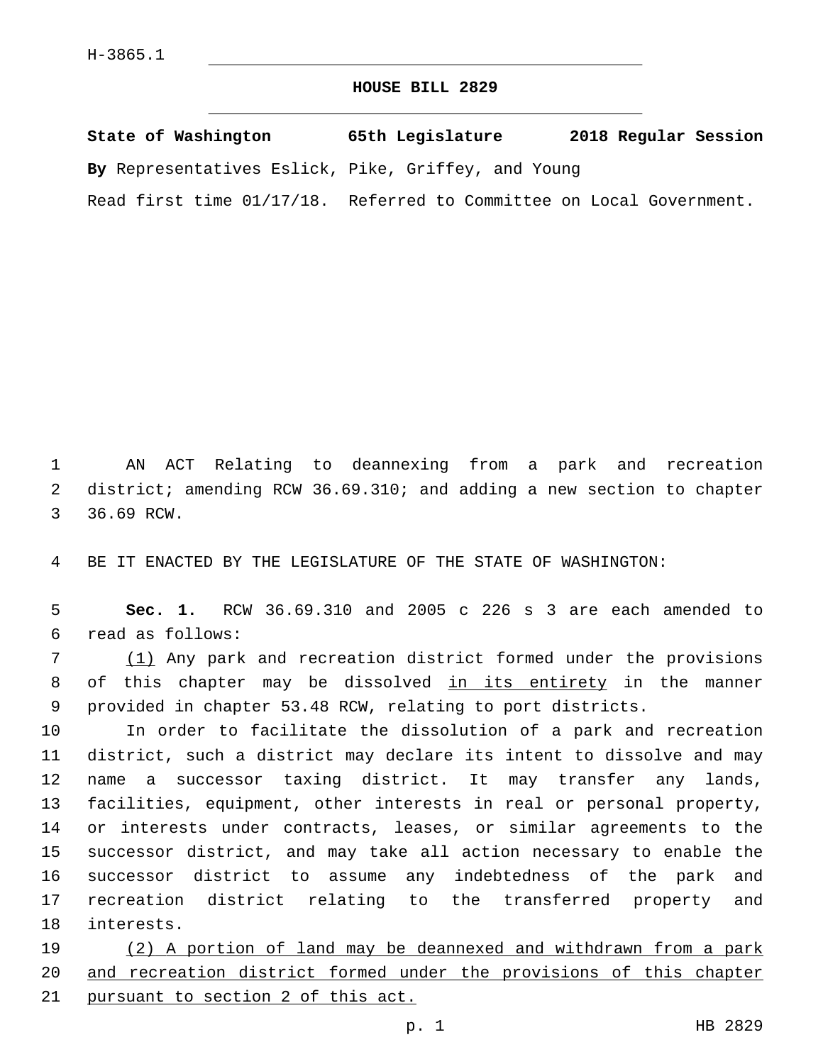H-3865.1

# HOUSE BILL 2829

**State of Washington 65th Legislature 2018 Regular Session**

**By** Representatives Eslick, Pike, Griffey, and Young

Read first time 01/17/18. Referred to Committee on Local Government.

AN ACT Relating to deannexing from a park and recreation district; amending RCW 36.69.310; and adding a new section to chapter 36.69 RCW.

BE IT ENACTED BY THE LEGISLATURE OF THE STATE OF WASHINGTON:

**Sec. 1.** RCW 36.69.310 and 2005 c 226 s 3 are each amended to read as follows:

(1) Any park and recreation district formed under the provisions of this chapter may be dissolved in its entirety in the manner provided in chapter 53.48 RCW, relating to port districts.

In order to facilitate the dissolution of a park and recreation district, such a district may declare its intent to dissolve and may name a successor taxing district. It may transfer any lands, facilities, equipment, other interests in real or personal property, or interests under contracts, leases, or similar agreements to the successor district, and may take all action necessary to enable the successor district to assume any indebtedness of the park and recreation district relating to the transferred property and interests.

(2) A portion of land may be deannexed and withdrawn from a park and recreation district formed under the provisions of this chapter pursuant to section 2 of this act.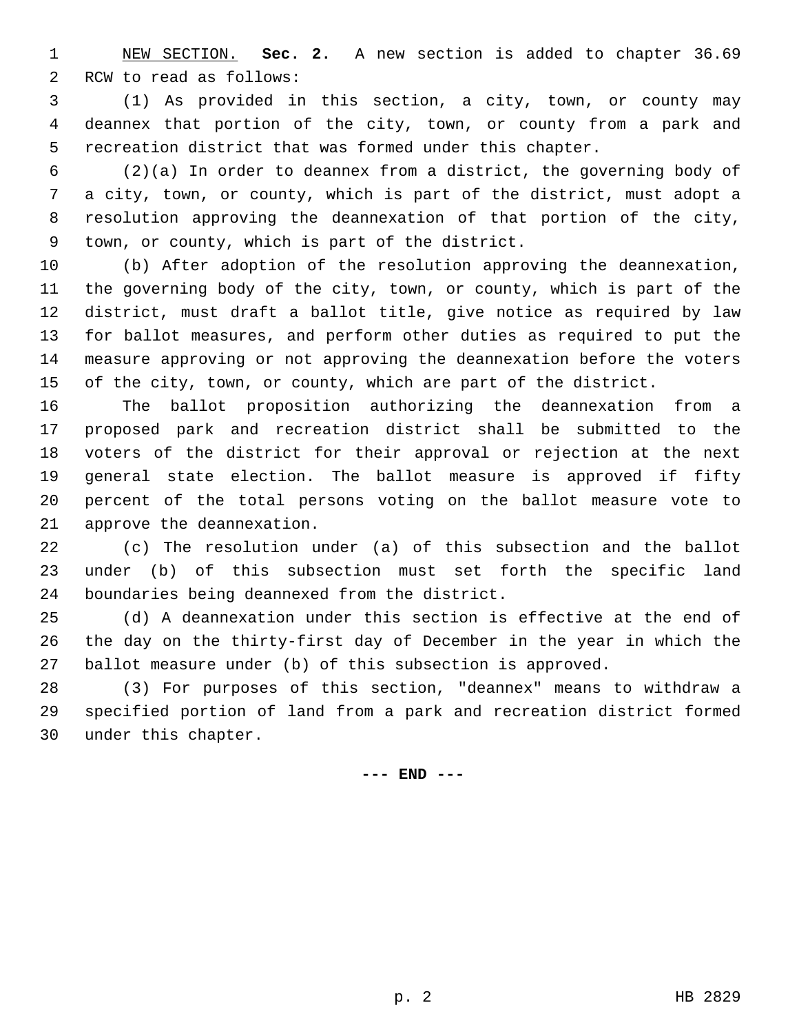NEW SECTION. **Sec. 2.** A new section is added to chapter 36.69 RCW to read as follows:

(1) As provided in this section, a city, town, or county may deannex that portion of the city, town, or county from a park and recreation district that was formed under this chapter.

(2)(a) In order to deannex from a district, the governing body of a city, town, or county, which is part of the district, must adopt a resolution approving the deannexation of that portion of the city, town, or county, which is part of the district.

(b) After adoption of the resolution approving the deannexation, the governing body of the city, town, or county, which is part of the district, must draft a ballot title, give notice as required by law for ballot measures, and perform other duties as required to put the measure approving or not approving the deannexation before the voters of the city, town, or county, which are part of the district.

The ballot proposition authorizing the deannexation from a proposed park and recreation district shall be submitted to the voters of the district for their approval or rejection at the next general state election. The ballot measure is approved if fifty percent of the total persons voting on the ballot measure vote to approve the deannexation.

(c) The resolution under (a) of this subsection and the ballot under (b) of this subsection must set forth the specific land boundaries being deannexed from the district.

(d) A deannexation under this section is effective at the end of the day on the thirty-first day of December in the year in which the ballot measure under (b) of this subsection is approved.

(3) For purposes of this section, "deannex" means to withdraw a specified portion of land from a park and recreation district formed under this chapter.

**--- END ---**